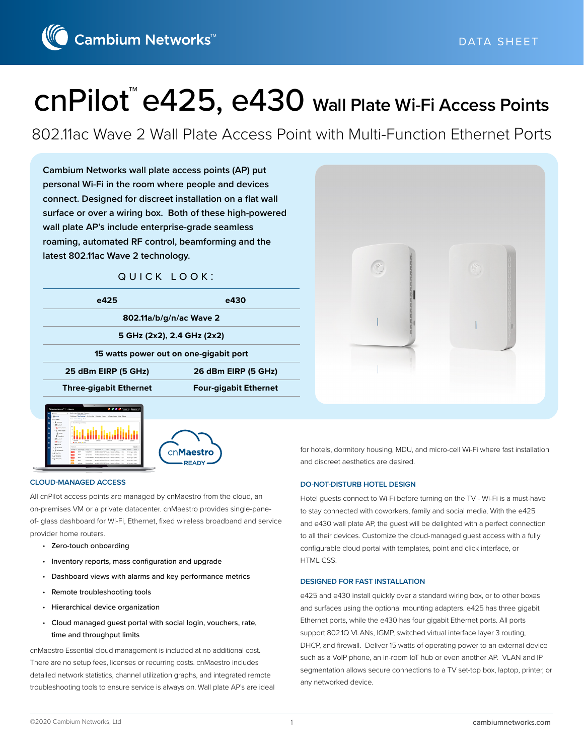DATA SHEET

# cnPilot™ e425, e430 Wall Plate Wi-Fi Access Points

## 802.11ac Wave 2 Wall Plate Access Point with Multi-Function Ethernet Ports

**Cambium Networks wall plate access points (AP) put personal Wi-Fi in the room where people and devices connect. Designed for discreet installation on a flat wall surface or over a wiring box. Both of these high-powered wall plate AP's include enterprise-grade seamless roaming, automated RF control, beamforming and the latest 802.11ac Wave 2 technology.**

QUICK LOOK:

| e425 | e430 |
|---|---|
| 802.11a/b/g/n/ac Wave 2 | |
| 5 GHz (2x2), 2.4 GHz (2x2) | |
| 15 watts power out on one-gigabit port | |
| 25 dBm EIRP (5 GHz) | 26 dBm EIRP (5 GHz) |
| Three-gigabit Ethernet | Four-gigabit Ethernet |

cnMaestro READY

### CLOUD-MANAGED ACCESS

All cnPilot access points are managed by cnMaestro from the cloud, an on-premises VM or a private datacenter. cnMaestro provides single-pane-of- glass dashboard for Wi-Fi, Ethernet, fixed wireless broadband and service provider home routers.

- Zero-touch onboarding
- Inventory reports, mass configuration and upgrade
- Dashboard views with alarms and key performance metrics
- Remote troubleshooting tools
- Hierarchical device organization
- Cloud managed guest portal with social login, vouchers, rate, time and throughput limits

cnMaestro Essential cloud management is included at no additional cost. There are no setup fees, licenses or recurring costs. cnMaestro includes detailed network statistics, channel utilization graphs, and integrated remote troubleshooting tools to ensure service is always on. Wall plate AP's are ideal for hotels, dormitory housing, MDU, and micro-cell Wi-Fi where fast installation and discreet aesthetics are desired.

### DO-NOT-DISTURB HOTEL DESIGN

Hotel guests connect to Wi-Fi before turning on the TV - Wi-Fi is a must-have to stay connected with coworkers, family and social media. With the e425 and e430 wall plate AP, the guest will be delighted with a perfect connection to all their devices. Customize the cloud-managed guest access with a fully configurable cloud portal with templates, point and click interface, or HTML CSS.

### DESIGNED FOR FAST INSTALLATION

e425 and e430 install quickly over a standard wiring box, or to other boxes and surfaces using the optional mounting adapters. e425 has three gigabit Ethernet ports, while the e430 has four gigabit Ethernet ports. All ports support 802.1Q VLANs, IGMP, switched virtual interface layer 3 routing, DHCP, and firewall. Deliver 15 watts of operating power to an external device such as a VoIP phone, an in-room IoT hub or even another AP. VLAN and IP segmentation allows secure connections to a TV set-top box, laptop, printer, or any networked device.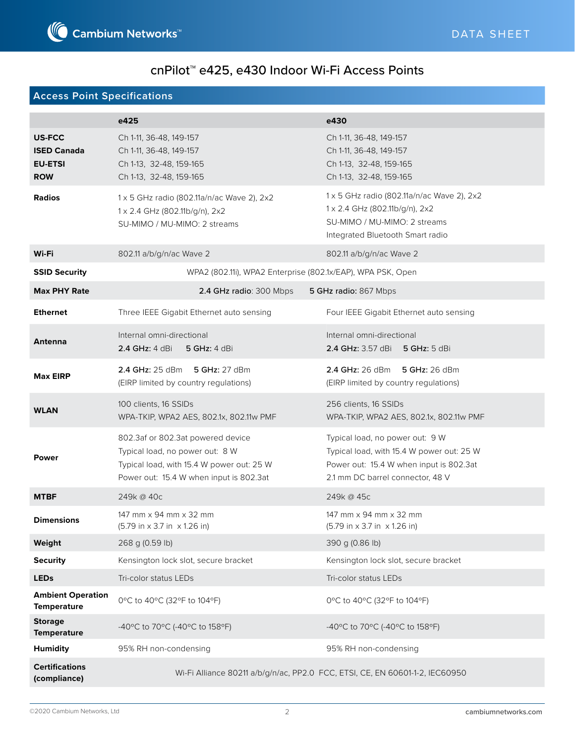# cnPilot™ e425, e430 Indoor Wi-Fi Access Points

## Access Point Specifications

| | e425 | e430 |
|---|---|---|
| **US-FCC** | Ch 1-11, 36-48, 149-157 | Ch 1-11, 36-48, 149-157 |
| **ISED Canada** | Ch 1-11, 36-48, 149-157 | Ch 1-11, 36-48, 149-157 |
| **EU-ETSI** | Ch 1-13, 32-48, 159-165 | Ch 1-13, 32-48, 159-165 |
| **ROW** | Ch 1-13, 32-48, 159-165 | Ch 1-13, 32-48, 159-165 |
| **Radios** | 1 x 5 GHz radio (802.11a/n/ac Wave 2), 2x2<br>1 x 2.4 GHz (802.11b/g/n), 2x2<br>SU-MIMO / MU-MIMO: 2 streams | 1 x 5 GHz radio (802.11a/n/ac Wave 2), 2x2<br>1 x 2.4 GHz (802.11b/g/n), 2x2<br>SU-MIMO / MU-MIMO: 2 streams<br>Integrated Bluetooth Smart radio |
| **Wi-Fi** | 802.11 a/b/g/n/ac Wave 2 | 802.11 a/b/g/n/ac Wave 2 |
| **SSID Security** | WPA2 (802.11i), WPA2 Enterprise (802.1x/EAP), WPA PSK, Open | |
| **Max PHY Rate** | **2.4 GHz radio**: 300 Mbps | **5 GHz radio:** 867 Mbps |
| **Ethernet** | Three IEEE Gigabit Ethernet auto sensing | Four IEEE Gigabit Ethernet auto sensing |
| **Antenna** | Internal omni-directional<br>**2.4 GHz:** 4 dBi **5 GHz:** 4 dBi | Internal omni-directional<br>**2.4 GHz:** 3.57 dBi **5 GHz:** 5 dBi |
| **Max EIRP** | **2.4 GHz:** 25 dBm **5 GHz:** 27 dBm<br>(EIRP limited by country regulations) | **2.4 GHz:** 26 dBm **5 GHz:** 26 dBm<br>(EIRP limited by country regulations) |
| **WLAN** | 100 clients, 16 SSIDs<br>WPA-TKIP, WPA2 AES, 802.1x, 802.11w PMF | 256 clients, 16 SSIDs<br>WPA-TKIP, WPA2 AES, 802.1x, 802.11w PMF |
| **Power** | 802.3af or 802.3at powered device<br>Typical load, no power out: 8 W<br>Typical load, with 15.4 W power out: 25 W<br>Power out: 15.4 W when input is 802.3at | Typical load, no power out: 9 W<br>Typical load, with 15.4 W power out: 25 W<br>Power out: 15.4 W when input is 802.3at<br>2.1 mm DC barrel connector, 48 V |
| **MTBF** | 249k @ 40c | 249k @ 45c |
| **Dimensions** | 147 mm x 94 mm x 32 mm<br>(5.79 in x 3.7 in x 1.26 in) | 147 mm x 94 mm x 32 mm<br>(5.79 in x 3.7 in x 1.26 in) |
| **Weight** | 268 g (0.59 lb) | 390 g (0.86 lb) |
| **Security** | Kensington lock slot, secure bracket | Kensington lock slot, secure bracket |
| **LEDs** | Tri-color status LEDs | Tri-color status LEDs |
| **Ambient Operation Temperature** | 0°C to 40°C (32°F to 104°F) | 0°C to 40°C (32°F to 104°F) |
| **Storage Temperature** | -40°C to 70°C (-40°C to 158°F) | -40°C to 70°C (-40°C to 158°F) |
| **Humidity** | 95% RH non-condensing | 95% RH non-condensing |
| **Certifications (compliance)** | Wi-Fi Alliance 80211 a/b/g/n/ac, PP2.0 FCC, ETSI, CE, EN 60601-1-2, IEC60950 | |

©2020 Cambium Networks, Ltd

cambiumnetworks.com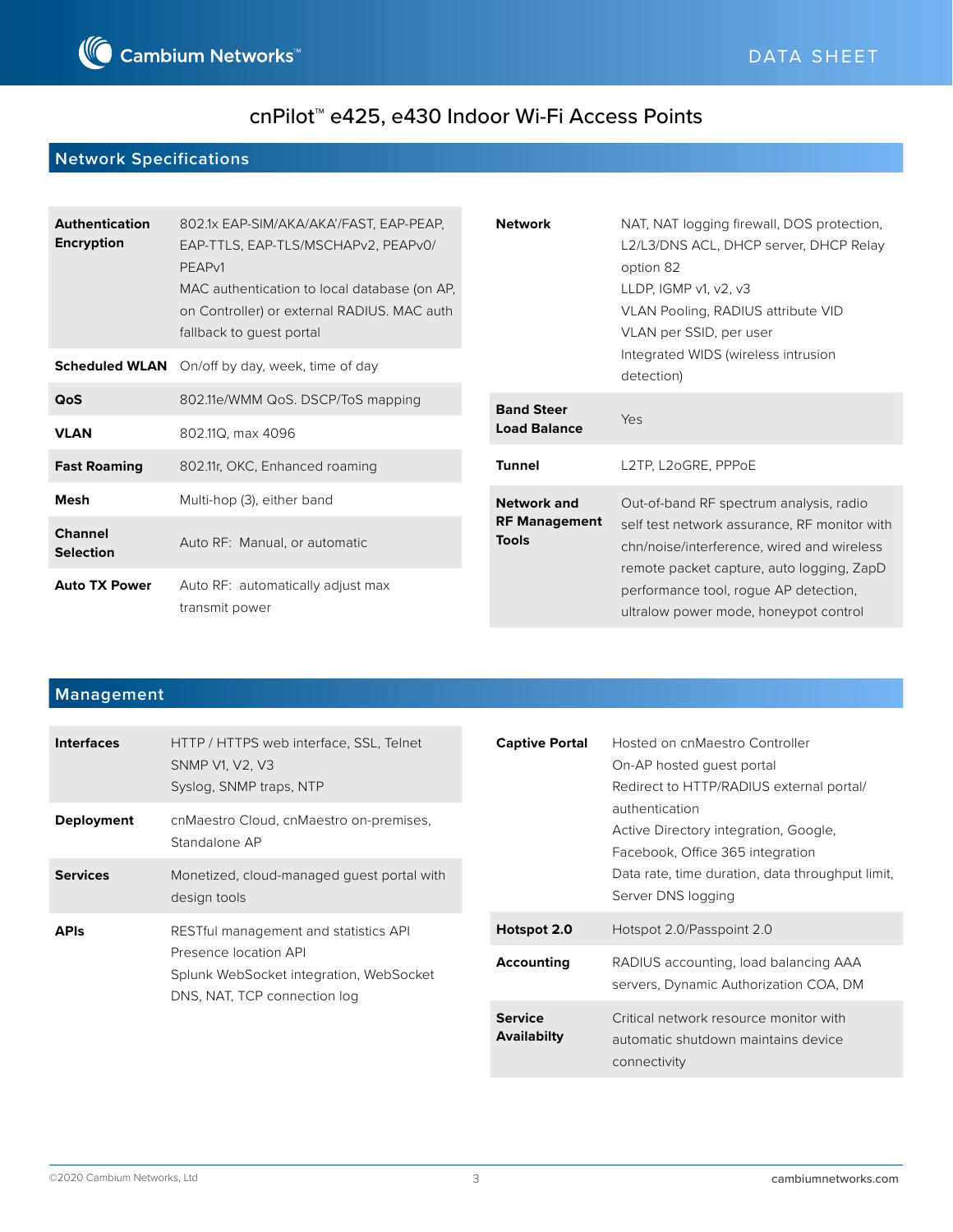# cnPilot™ e425, e430 Indoor Wi-Fi Access Points

## Network Specifications

| | |
|---|---|
| **Authentication Encryption** | 802.1x EAP-SIM/AKA/AKA'/FAST, EAP-PEAP, EAP-TTLS, EAP-TLS/MSCHAPv2, PEAPv0/PEAPv1<br>MAC authentication to local database (on AP, on Controller) or external RADIUS. MAC auth fallback to guest portal |
| **Scheduled WLAN** | On/off by day, week, time of day |
| **QoS** | 802.11e/WMM QoS. DSCP/ToS mapping |
| **VLAN** | 802.11Q, max 4096 |
| **Fast Roaming** | 802.11r, OKC, Enhanced roaming |
| **Mesh** | Multi-hop (3), either band |
| **Channel Selection** | Auto RF: Manual, or automatic |
| **Auto TX Power** | Auto RF: automatically adjust max transmit power |
| **Network** | NAT, NAT logging firewall, DOS protection, L2/L3/DNS ACL, DHCP server, DHCP Relay option 82<br>LLDP, IGMP v1, v2, v3<br>VLAN Pooling, RADIUS attribute VID<br>VLAN per SSID, per user<br>Integrated WIDS (wireless intrusion detection) |
| **Band Steer Load Balance** | Yes |
| **Tunnel** | L2TP, L2oGRE, PPPoE |
| **Network and RF Management Tools** | Out-of-band RF spectrum analysis, radio self test network assurance, RF monitor with chn/noise/interference, wired and wireless remote packet capture, auto logging, ZapD performance tool, rogue AP detection, ultralow power mode, honeypot control |

## Management

| | |
|---|---|
| **Interfaces** | HTTP / HTTPS web interface, SSL, Telnet<br>SNMP V1, V2, V3<br>Syslog, SNMP traps, NTP |
| **Deployment** | cnMaestro Cloud, cnMaestro on-premises, Standalone AP |
| **Services** | Monetized, cloud-managed guest portal with design tools |
| **APIs** | RESTful management and statistics API<br>Presence location API<br>Splunk WebSocket integration, WebSocket DNS, NAT, TCP connection log |
| **Captive Portal** | Hosted on cnMaestro Controller<br>On-AP hosted guest portal<br>Redirect to HTTP/RADIUS external portal/authentication<br>Active Directory integration, Google, Facebook, Office 365 integration<br>Data rate, time duration, data throughput limit, Server DNS logging |
| **Hotspot 2.0** | Hotspot 2.0/Passpoint 2.0 |
| **Accounting** | RADIUS accounting, load balancing AAA servers, Dynamic Authorization COA, DM |
| **Service Availabilty** | Critical network resource monitor with automatic shutdown maintains device connectivity |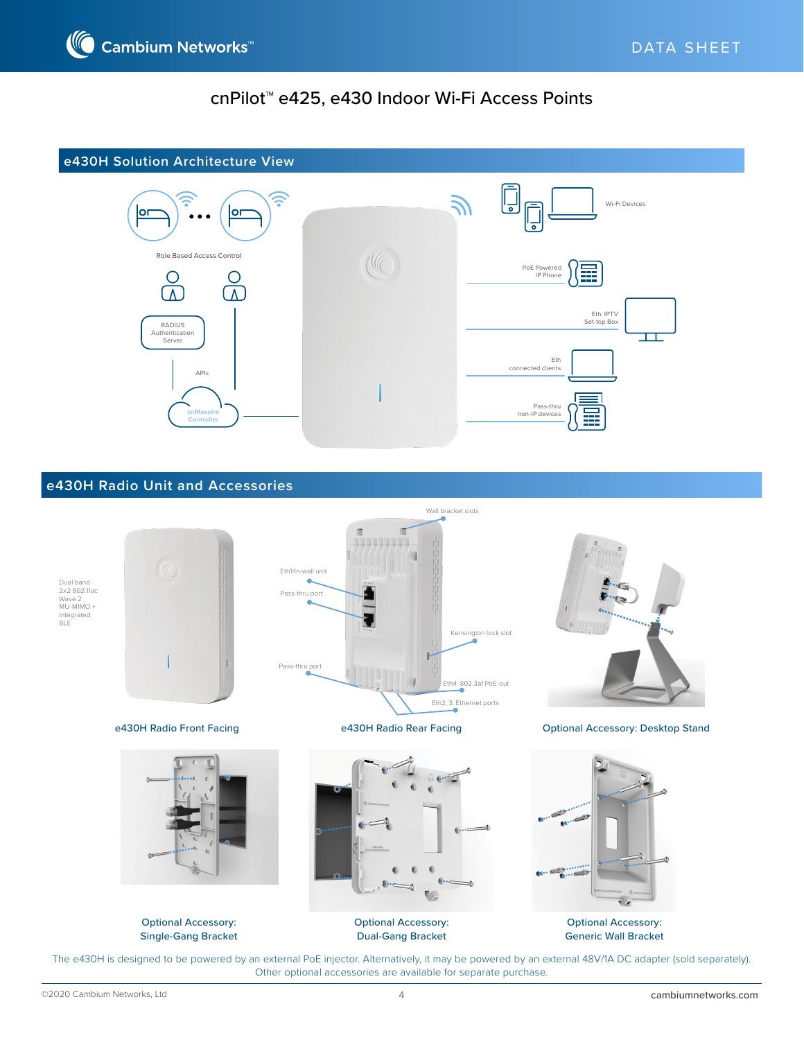# cnPilot™ e425, e430 Indoor Wi-Fi Access Points

## e430H Solution Architecture View

Role Based Access Control

RADIUS Authentication Server

APIs

cnMaestro Controller

Wi-Fi Devices

PoE Powered IP Phone

Eth: IPTV Set-top Box

Eth connected clients

Pass-thru non-IP devices

## e430H Radio Unit and Accessories

Dual band 2x2 802.11ac Wave 2 MU-MIMO + Integrated BLE

e430H Radio Front Facing

Wall bracket slots

Eth1/In-wall unit

Pass-thru port

Kensington lock slot

Pass-thru port

Eth4: 802.3af PoE-out

Eth2, 3: Ethernet ports

e430H Radio Rear Facing

Optional Accessory: Desktop Stand

Optional Accessory: Single-Gang Bracket

Optional Accessory: Dual-Gang Bracket

Optional Accessory: Generic Wall Bracket

The e430H is designed to be powered by an external PoE injector. Alternatively, it may be powered by an external 48V/1A DC adapter (sold separately). Other optional accessories are available for separate purchase.

©2020 Cambium Networks, Ltd

cambiumnetworks.com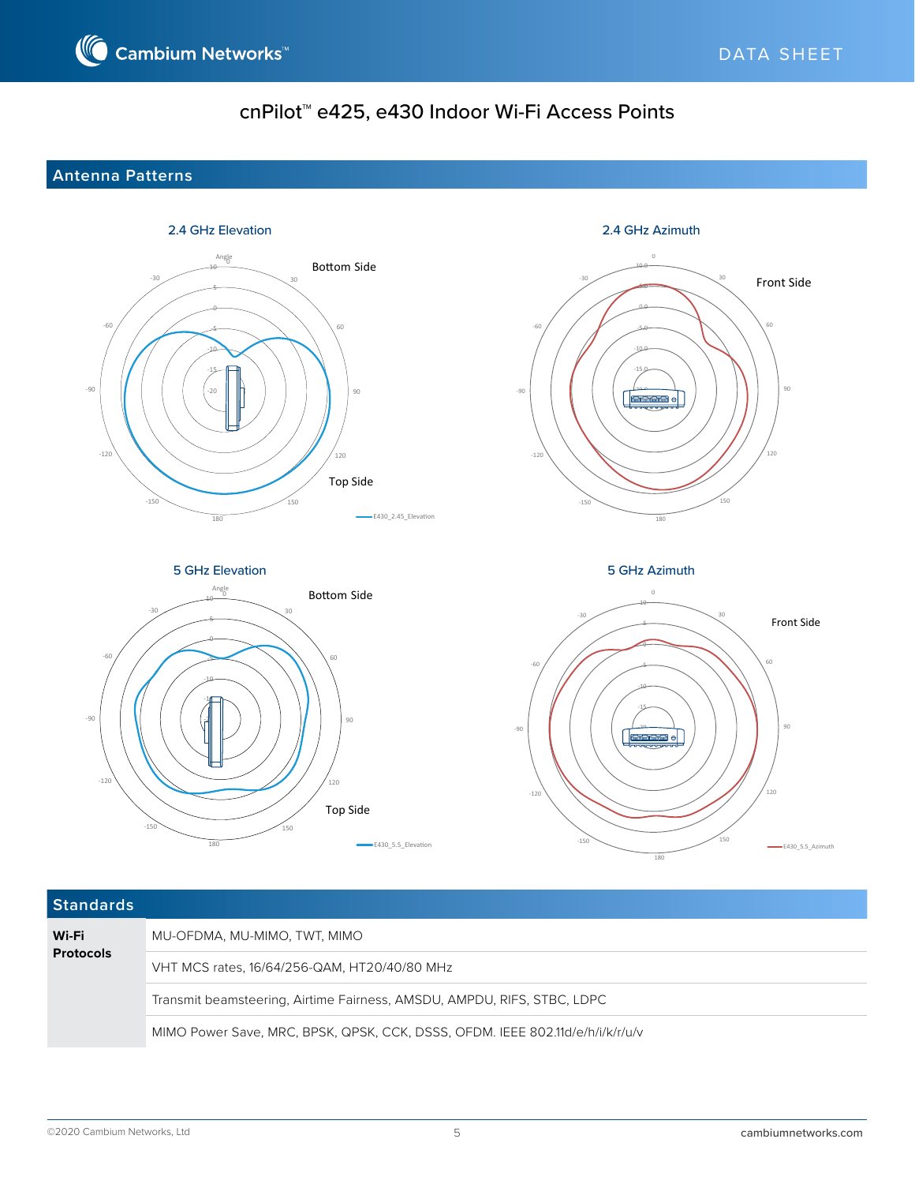# cnPilot™ e425, e430 Indoor Wi-Fi Access Points

## Antenna Patterns

2.4 GHz Elevation

Bottom Side

Top Side

2.4 GHz Azimuth

Front Side

5 GHz Elevation

Bottom Side

Top Side

5 GHz Azimuth

Front Side

## Standards

| | |
|---|---|
| **Wi-Fi Protocols** | MU-OFDMA, MU-MIMO, TWT, MIMO |
| | VHT MCS rates, 16/64/256-QAM, HT20/40/80 MHz |
| | Transmit beamsteering, Airtime Fairness, AMSDU, AMPDU, RIFS, STBC, LDPC |
| | MIMO Power Save, MRC, BPSK, QPSK, CCK, DSSS, OFDM. IEEE 802.11d/e/h/i/k/r/u/v |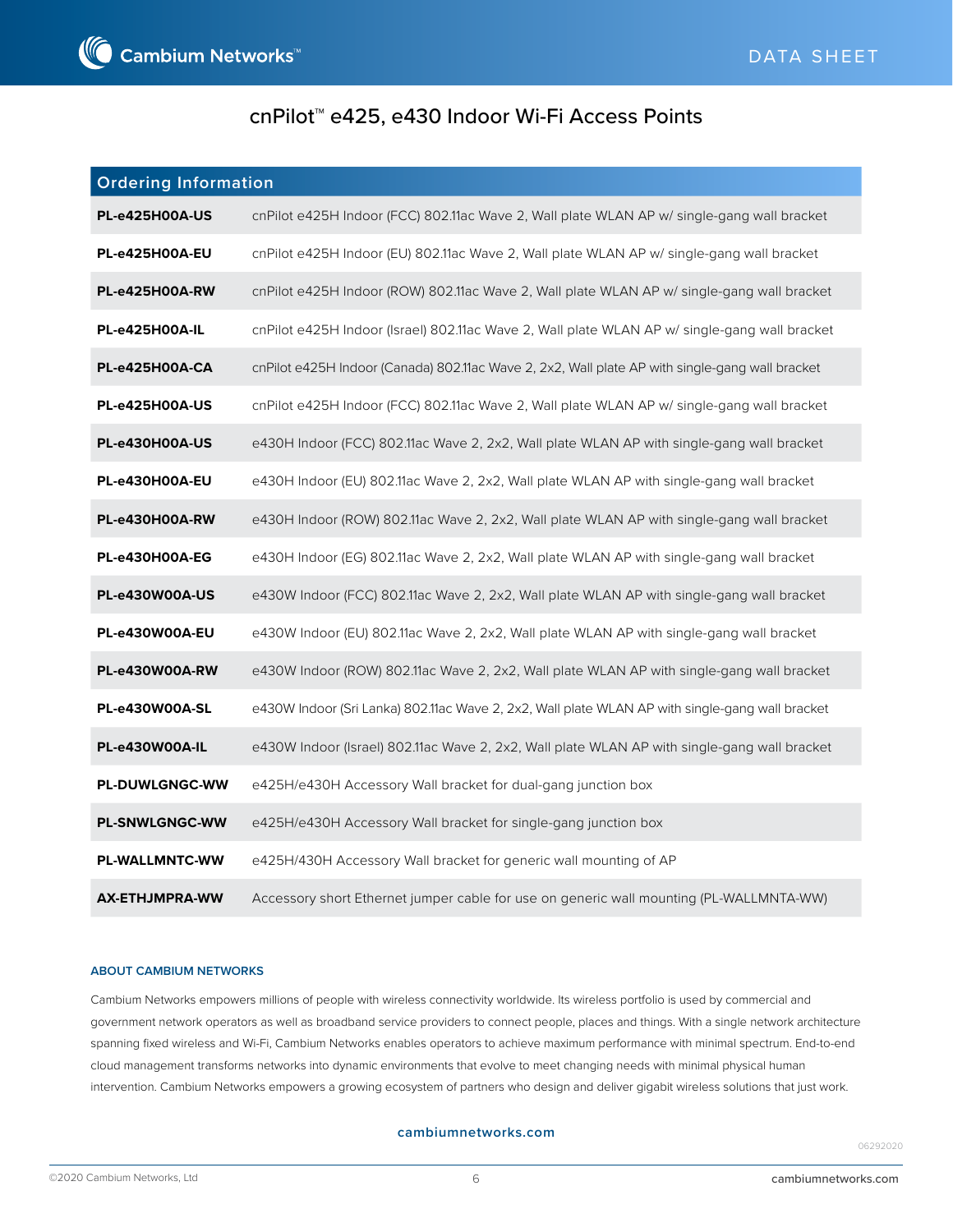# cnPilot™ e425, e430 Indoor Wi-Fi Access Points

| Ordering Information | |
|---|---|
| **PL-e425H00A-US** | cnPilot e425H Indoor (FCC) 802.11ac Wave 2, Wall plate WLAN AP w/ single-gang wall bracket |
| **PL-e425H00A-EU** | cnPilot e425H Indoor (EU) 802.11ac Wave 2, Wall plate WLAN AP w/ single-gang wall bracket |
| **PL-e425H00A-RW** | cnPilot e425H Indoor (ROW) 802.11ac Wave 2, Wall plate WLAN AP w/ single-gang wall bracket |
| **PL-e425H00A-IL** | cnPilot e425H Indoor (Israel) 802.11ac Wave 2, Wall plate WLAN AP w/ single-gang wall bracket |
| **PL-e425H00A-CA** | cnPilot e425H Indoor (Canada) 802.11ac Wave 2, 2x2, Wall plate AP with single-gang wall bracket |
| **PL-e425H00A-US** | cnPilot e425H Indoor (FCC) 802.11ac Wave 2, Wall plate WLAN AP w/ single-gang wall bracket |
| **PL-e430H00A-US** | e430H Indoor (FCC) 802.11ac Wave 2, 2x2, Wall plate WLAN AP with single-gang wall bracket |
| **PL-e430H00A-EU** | e430H Indoor (EU) 802.11ac Wave 2, 2x2, Wall plate WLAN AP with single-gang wall bracket |
| **PL-e430H00A-RW** | e430H Indoor (ROW) 802.11ac Wave 2, 2x2, Wall plate WLAN AP with single-gang wall bracket |
| **PL-e430H00A-EG** | e430H Indoor (EG) 802.11ac Wave 2, 2x2, Wall plate WLAN AP with single-gang wall bracket |
| **PL-e430W00A-US** | e430W Indoor (FCC) 802.11ac Wave 2, 2x2, Wall plate WLAN AP with single-gang wall bracket |
| **PL-e430W00A-EU** | e430W Indoor (EU) 802.11ac Wave 2, 2x2, Wall plate WLAN AP with single-gang wall bracket |
| **PL-e430W00A-RW** | e430W Indoor (ROW) 802.11ac Wave 2, 2x2, Wall plate WLAN AP with single-gang wall bracket |
| **PL-e430W00A-SL** | e430W Indoor (Sri Lanka) 802.11ac Wave 2, 2x2, Wall plate WLAN AP with single-gang wall bracket |
| **PL-e430W00A-IL** | e430W Indoor (Israel) 802.11ac Wave 2, 2x2, Wall plate WLAN AP with single-gang wall bracket |
| **PL-DUWLGNGC-WW** | e425H/e430H Accessory Wall bracket for dual-gang junction box |
| **PL-SNWLGNGC-WW** | e425H/e430H Accessory Wall bracket for single-gang junction box |
| **PL-WALLMNTC-WW** | e425H/430H Accessory Wall bracket for generic wall mounting of AP |
| **AX-ETHJMPRA-WW** | Accessory short Ethernet jumper cable for use on generic wall mounting (PL-WALLMNTA-WW) |

### ABOUT CAMBIUM NETWORKS

Cambium Networks empowers millions of people with wireless connectivity worldwide. Its wireless portfolio is used by commercial and government network operators as well as broadband service providers to connect people, places and things. With a single network architecture spanning fixed wireless and Wi-Fi, Cambium Networks enables operators to achieve maximum performance with minimal spectrum. End-to-end cloud management transforms networks into dynamic environments that evolve to meet changing needs with minimal physical human intervention. Cambium Networks empowers a growing ecosystem of partners who design and deliver gigabit wireless solutions that just work.

**cambiumnetworks.com**

06292020

©2020 Cambium Networks, Ltd